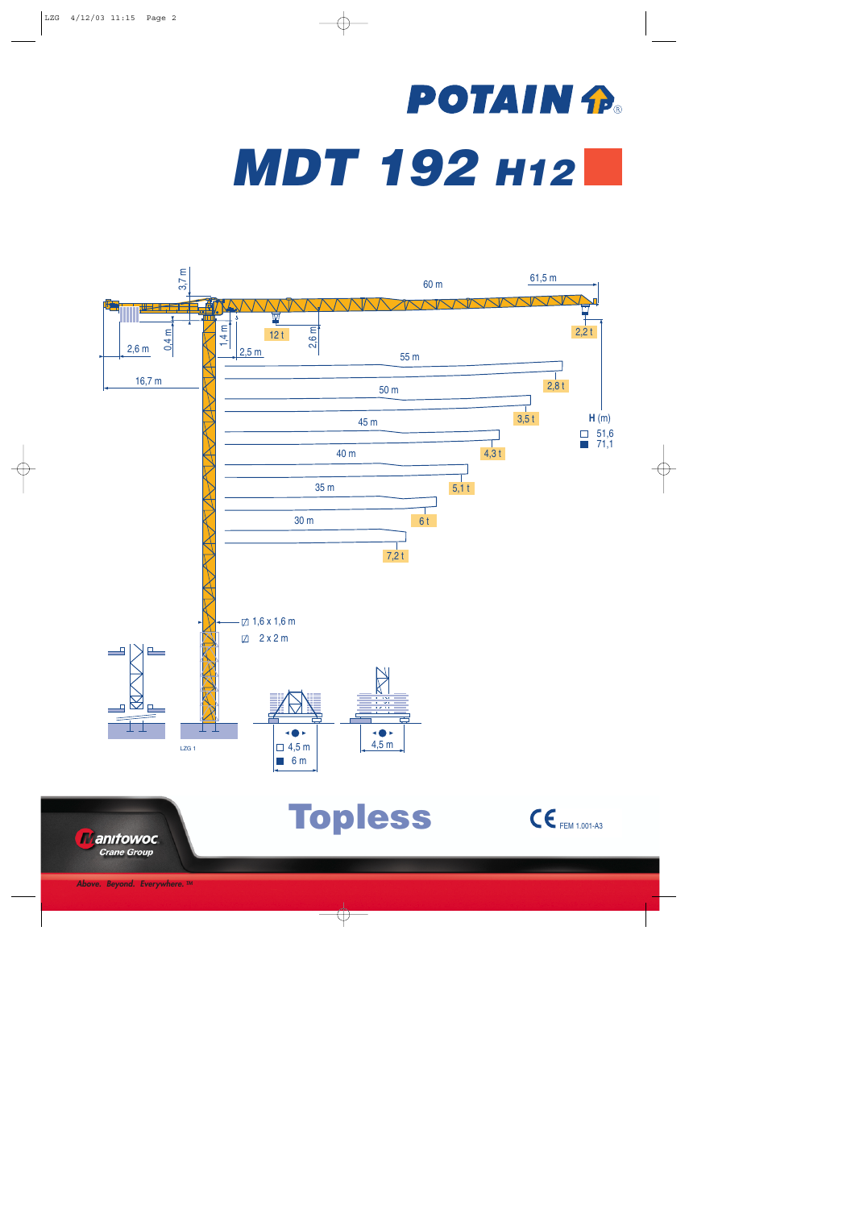# POTAIN

# MDT 192 H12

3,7 m

60 m

61,5 m

0,4 m

1,4 m

2,6 m

12 t

2,2 t

2,6 m

2,5 m

16,7 m

55 m

2,8 t

50 m

3,5 t

H (m)

□ 51,6

■ 71,1

45 m

4,3 t

40 m

5,1 t

35 m

6 t

30 m

7,2 t

1,6 x 1,6 m

2 x 2 m

□ 4,5 m

■ 6 m

4,5 m

LZG 1

## Topless

CE FEM 1.001-A3

Manitowoc Crane Group

*Above. Beyond. Everywhere.™*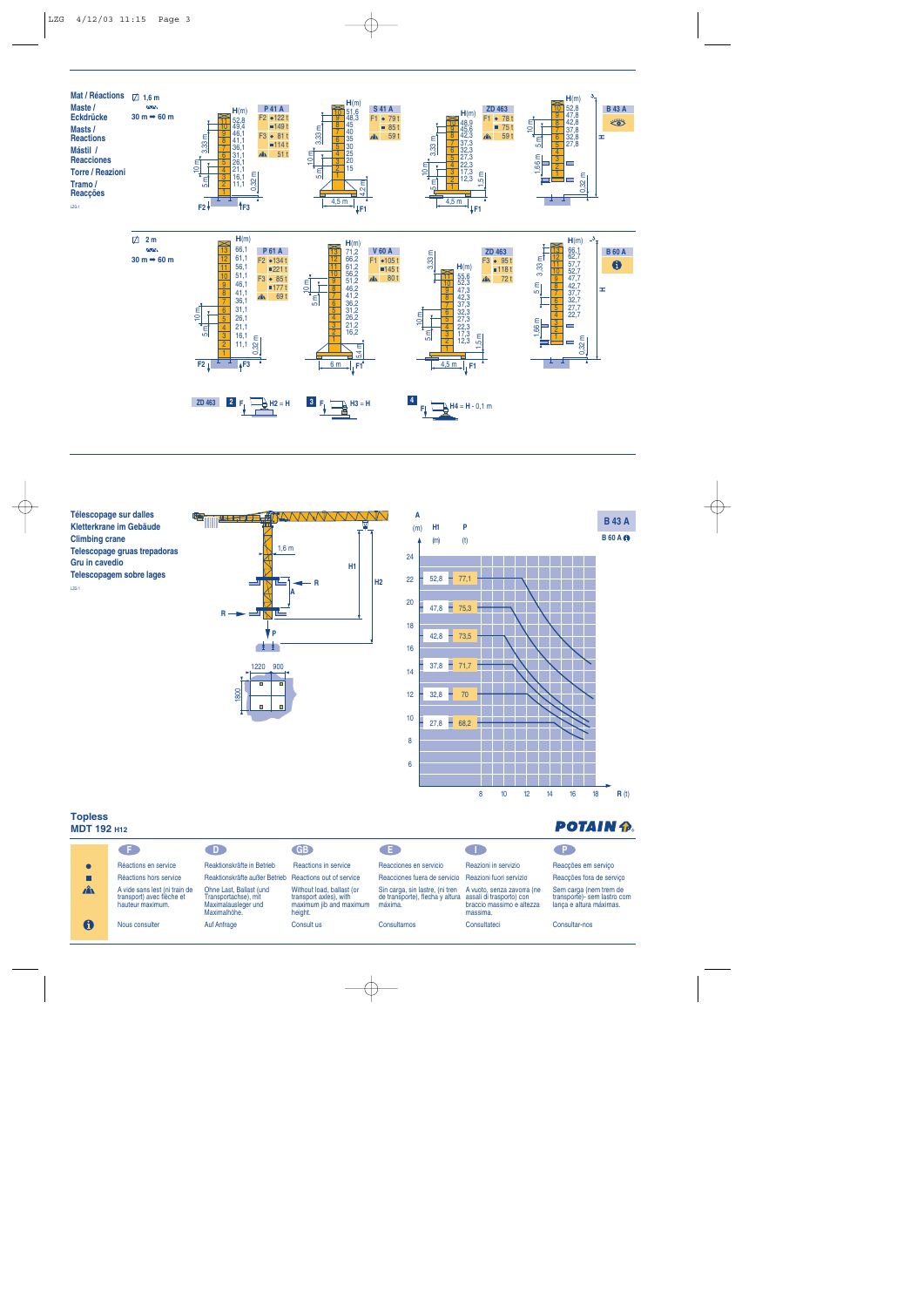## Mat / Réactions
## Maste / Eckdrücke
## Masts / Reactions
## Mástil / Reacciones
## Torre / Reazioni
## Tramo / Reacções

LZG-1

**1,6 m** — 30 m ➡ 60 m

| P 41 A | |
|---|---|
| F2 | ● 122 t |
| | ■ 149 t |
| F3 | ● 81 t |
| | ■ 114 t |
| | 51 t |

H(m): 52,8 – 49,4 – 46,1 – 41,1 – 36,1 – 31,1 – 26,1 – 21,1 – 16,1 – 11,1

| S 41 A | |
|---|---|
| F1 | ● 79 t |
| | ■ 85 t |
| | 59 t |

H(m): 51,6 – 48,3 – 45 – 40 – 35 – 30 – 25 – 20 – 15

| ZD 463 | |
|---|---|
| F1 | ● 78 t |
| | ■ 75 t |
| | 59 t |

H(m): 48,9 – 45,6 – 42,3 – 37,3 – 32,3 – 27,3 – 22,3 – 17,3 – 12,3

| B 43 A |
|---|
| 👁 |

H(m): 52,8 – 47,8 – 42,8 – 37,8 – 32,8 – 27,8

**2 m** — 30 m ➡ 60 m

| P 61 A | |
|---|---|
| F2 | ● 134 t |
| | ■ 221 t |
| F3 | ● 85 t |
| | ■ 177 t |
| | 69 t |

H(m): 66,1 – 61,1 – 56,1 – 51,1 – 46,1 – 41,1 – 36,1 – 31,1 – 26,1 – 21,1 – 16,1 – 11,1

| V 60 A | |
|---|---|
| F1 | ● 105 t |
| | ■ 145 t |
| | 80 t |

H(m): 71,2 – 66,2 – 61,2 – 56,2 – 51,2 – 46,2 – 41,2 – 36,2 – 31,2 – 26,2 – 21,2 – 16,2

| ZD 463 | |
|---|---|
| F3 | ● 95 t |
| | ■ 118 t |
| | 72 t |

H(m): 55,6 – 52,3 – 47,3 – 42,3 – 37,3 – 32,3 – 27,3 – 22,3 – 17,3 – 12,3

| B 60 A |
|---|
| ℹ |

H(m): 66,1 – 62,7 – 57,7 – 52,7 – 47,7 – 42,7 – 37,7 – 32,7 – 27,7 – 22,7

ZD 463 — **2** $H2 = H$ — **3** $H3 = H$ — **4** $H4 = H - 0,1$ m

## Télescopage sur dalles
## Kletterkrane im Gebäude
## Climbing crane
## Telescopage gruas trepadoras
## Gru in cavedio
## Telescopagem sobre lages

LZG-1

1,6 m — H1 — H2 — R — A — P — 1220 — 900 — 1800

**B 43 A** — B 60 A ℹ

| H1 (m) | P (t) |
|---|---|
| 52,8 | 77,1 |
| 47,8 | 75,3 |
| 42,8 | 73,5 |
| 37,8 | 71,7 |
| 32,8 | 70 |
| 27,8 | 68,2 |

A (m): 6 – 8 – 10 – 12 – 14 – 16 – 18 – 20 – 22 – 24

R (t): 8 – 10 – 12 – 14 – 16 – 18

# Topless
## MDT 192 H12

**POTAIN**

| | F | D | GB | E | I | P |
|---|---|---|---|---|---|---|
| ● | Réactions en service | Reaktionskräfte in Betrieb | Reactions in service | Reacciones en servicio | Reazioni in servizio | Reacções em serviço |
| ■ | Réactions hors service | Reaktionskräfte außer Betrieb | Reactions out of service | Reacciones fuera de servicio | Reazioni fuori servizio | Reacções fora de serviço |
| ⛰ | A vide sans lest (ni train de transport) avec flèche et hauteur maximum. | Ohne Last, Ballast (und Transportachse), mit Maximalausleger und Maximalhöhe. | Without load, ballast (or transport axles), with maximum jib and maximum height. | Sin carga, sin lastre, (ni tren de transporte), flecha y altura máxima. | A vuoto, senza zavorra (ne assali di trasporto) con braccio massimo e altezza massima. | Sem carga (nem trem de transporte)- sem lastro com lança e altura máximas. |
| ℹ | Nous consulter | Auf Anfrage | Consult us | Consultamos | Consultateci | Consultar-nos |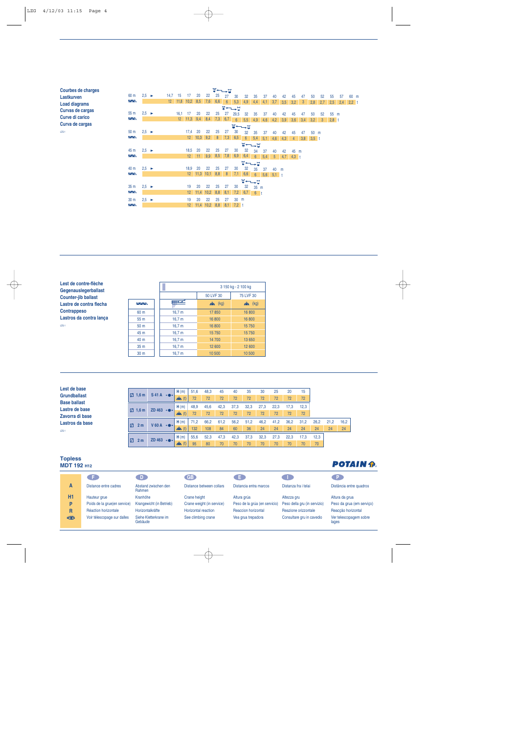## Courbes de charges
## Lastkurven
## Load diagrams
## Curvas de cargas
## Curve di carico
## Curva de cargas

LZG 1

| Jib | | | | | | | | | | | | | | | | | | | | | | | |
|---|---|---|---|---|---|---|---|---|---|---|---|---|---|---|---|---|---|---|---|---|---|---|---|
| 60 m | 2,5 ► | 14,7 | 15 | 17 | 20 | 22 | 25 | 27 | 30 | 32 | 35 | 37 | 40 | 42 | 45 | 47 | 50 | 52 | 55 | 57 | 60 | m |
| | | 12 | 11,8 | 10,2 | 8,5 | 7,6 | 6,6 | 6 | 5,3 | 4,9 | 4,4 | 4,1 | 3,7 | 3,5 | 3,2 | 3 | 2,8 | 2,7 | 2,5 | 2,4 | 2,2 | t |
| 55 m | 2,5 ► | 16,1 | 17 | 20 | 22 | 25 | 27 | 29,5 | 32 | 35 | 37 | 40 | 42 | 45 | 47 | 50 | 52 | 55 | m | | | |
| | | 12 | 11,3 | 9,4 | 8,4 | 7,3 | 6,7 | 6 | 5,5 | 4,9 | 4,6 | 4,2 | 3,9 | 3,6 | 3,4 | 3,2 | 3 | 2,8 | t | | | |
| 50 m | 2,5 ► | 17,4 | 20 | 22 | 25 | 27 | 30 | 32 | 35 | 37 | 40 | 42 | 45 | 47 | 50 | m | | | | | | |
| | | 12 | 10,3 | 9,2 | 8 | 7,3 | 6,5 | 6 | 5,4 | 5,1 | 4,6 | 4,3 | 4 | 3,8 | 3,5 | t | | | | | | |
| 45 m | 2,5 ► | 18,5 | 20 | 22 | 25 | 27 | 30 | 32 | 34 | 37 | 40 | 42 | 45 | m | | | | | | | | |
| | | 12 | 11 | 9,9 | 8,5 | 7,8 | 6,9 | 6,4 | 6 | 5,4 | 5 | 4,7 | 4,3 | t | | | | | | | | |
| 40 m | 2,5 ► | 18,9 | 20 | 22 | 25 | 27 | 30 | 32 | 35 | 37 | 40 | m | | | | | | | | | | |
| | | 12 | 11,3 | 10,1 | 8,8 | 8 | 7,1 | 6,6 | 6 | 5,6 | 5,1 | t | | | | | | | | | | |
| 35 m | 2,5 ► | 19 | 20 | 22 | 25 | 27 | 30 | 32 | 35 | m | | | | | | | | | | | | |
| | | 12 | 11,4 | 10,2 | 8,8 | 8,1 | 7,2 | 6,7 | 6 | t | | | | | | | | | | | | |
| 30 m | 2,5 ► | 19 | 20 | 22 | 25 | 27 | 30 | m | | | | | | | | | | | | | | |
| | | 12 | 11,4 | 10,2 | 8,8 | 8,1 | 7,2 | t | | | | | | | | | | | | | | |

## Lest de contre-flèche
## Gegenauslegerballast
## Counter-jib ballast
## Lastre de contra flecha
## Contrappeso
## Lastros da contra lança

LZG 1

| Jib | Counter-jib | 3 150 kg - 2 100 kg 50 LVF 30 (kg) | 75 LVF 30 (kg) |
|---|---|---|---|
| 60 m | 16,7 m | 17 850 | 16 800 |
| 55 m | 16,7 m | 16 800 | 16 800 |
| 50 m | 16,7 m | 16 800 | 15 750 |
| 45 m | 16,7 m | 15 750 | 15 750 |
| 40 m | 16,7 m | 14 700 | 13 650 |
| 35 m | 16,7 m | 12 600 | 12 600 |
| 30 m | 16,7 m | 10 500 | 10 500 |

## Lest de base
## Grundballast
## Base ballast
## Lastre de base
## Zavorra di base
## Lastros da base

LZG 1

| | | | | | | | | | | | | | | |
|---|---|---|---|---|---|---|---|---|---|---|---|---|---|---|
| 1,6 m | S 41 A | H (m) | 51,6 | 48,3 | 45 | 40 | 35 | 30 | 25 | 20 | 15 | | | |
| | | (t) | 72 | 72 | 72 | 72 | 72 | 72 | 72 | 72 | 72 | | | |
| 1,6 m | ZD 463 | H (m) | 48,9 | 45,6 | 42,3 | 37,3 | 32,3 | 27,3 | 22,3 | 17,3 | 12,3 | | | |
| | | (t) | 72 | 72 | 72 | 72 | 72 | 72 | 72 | 72 | 72 | | | |
| 2 m | V 60 A | H (m) | 71,2 | 66,2 | 61,2 | 56,2 | 51,2 | 46,2 | 41,2 | 36,2 | 31,2 | 26,2 | 21,2 | 16,2 |
| | | (t) | 132 | 108 | 84 | 60 | 36 | 24 | 24 | 24 | 24 | 24 | 24 | 24 |
| 2 m | ZD 463 | H (m) | 55,6 | 52,3 | 47,3 | 42,3 | 37,3 | 32,3 | 27,3 | 22,3 | 17,3 | 12,3 | | |
| | | (t) | 95 | 80 | 70 | 70 | 70 | 70 | 70 | 70 | 70 | 70 | | |

## Topless
## MDT 192 H12

POTAIN

| | F | D | GB | E | I | P |
|---|---|---|---|---|---|---|
| A | Distance entre cadres | Abstand zwischen den Rahmen | Distance between collars | Distancia entra marcos | Distanza fra i telai | Distância entre quadros |
| H1 | Hauteur grue | Kranhöhe | Crane height | Altura grúa | Altezza gru | Altura da grua |
| P | Poids de la grue(en service) | Krangewicht (in Betrieb) | Crane weight (in service) | Peso de la grúa (en servicio) | Peso della gru (in servizio) | Peso da grua (em serviço) |
| R | Réaction horizontale | Horizontalkräfte | Horizontal reaction | Reaccion horizontal | Reazione orizzontale | Reacção horizontal |
| | Voir télescopage sur dalles | Siehe Kletterkrane im Gebäude | See climbing crane | Vea grua trepadora | Consultare gru in cavedio | Ver telescopagem sobre lages |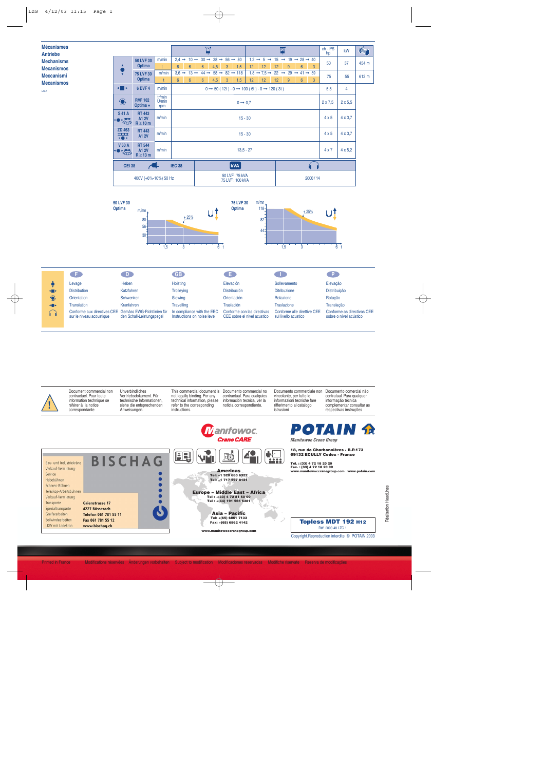**Mécanismes**
**Antriebe**
**Mechanisms**
**Mecanismos**
**Meccanismi**
**Mecanismos**

LZG 1

| | | | | | ch - PS hp | kW | |
|---|---|---|---|---|---|---|---|
| ▲● ▼ | 50 LVF 30 Optima | m/min | 2,4 → 10 → 30 → 38 → 56 → 80 | 1,2 → 5 → 15 → 19 → 28 → 40 | 50 | 37 | 454 m |
| | | t | 6 · 6 · 6 · 4,5 · 3 · 1,5 | 12 · 12 · 12 · 9 · 6 · 3 | | | |
| | 75 LVF 30 Optima | m/min | 3,6 → 13 → 44 → 58 → 82 → 118 | 1,8 → 7,5 → 22 → 29 → 41 → 59 | 75 | 55 | 612 m |
| | | t | 6 · 6 · 6 · 4,5 · 3 · 1,5 | 12 · 12 · 12 · 9 · 6 · 3 | | | |
| ◄■► | 6 DVF 4 | m/min | 0 → 50 ( 12t ) - 0 → 100 ( 6t ) - 0 → 120 ( 3t ) | | 5,5 | 4 | |
| | RVF 162 Optima + | tr/min U/min rpm | 0 → 0,7 | | 2 x 7,5 | 2 x 5,5 | |
| S 41 A | RT 443 A1 2V R ≥ 10 m | m/min | 15 - 30 | | 4 x 5 | 4 x 3,7 | |
| ZD 463 | RT 443 A1 2V | m/min | 15 - 30 | | 4 x 5 | 4 x 3,7 | |
| V 60 A | RT 544 A1 2V R ≥ 13 m | m/min | 13,5 - 27 | | 4 x 7 | 4 x 5,2 | |

| CEI 38 · IEC 38 | kVA | |
|---|---|---|
| 400V (+6%-10%) 50 Hz | 50 LVF : 75 kVA<br>75 LVF : 100 kVA | 2000 / 14 |

50 LVF 30
Optima
m/min
80
56
30
+ 25%
1,5
3
6 t

75 LVF 30
Optima
m/mn
118
82
44
+ 25%
1,5
3
6 t

| | F | D | GB | E | I | P |
|---|---|---|---|---|---|---|
| ▲●▼ | Levage | Heben | Hoisting | Elevación | Sollevamento | Elevação |
| ◄■► | Distribution | Katzfahren | Trolleying | Distribución | Ditribuzione | Distribuição |
| | Orientation | Schwenken | Slewing | Orientación | Rotazione | Rotação |
| ◄●► | Translation | Kranfahren | Travelling | Traslación | Traslazione | Translação |
| | Conforme aux directives CEE sur le niveau acoustique | Gemäss EWG-Richtlinien für den Schall-Leistungspegel | In compliance with the EEC Instructions on noise level | Conforme con las directivas CEE sobre el nivel acustico | Conforme alle direttive CEE sul livello acustico | Conforme as directivas CEE sobre o nivel acústico |

Document commercial non contractuel. Pour toute information technique se référer à la notice correspondante

Unverbindliches Vertriebsdokument. Für technische Informationen, siehe die entsprechenden Anweisungen.

This commercial document is not legally binding. For any technical information, please refer to the corresponding instructions.

Documento comercial no contractual. Para cualquier información tecnica, ver la noticia correspondiente.

Documento commerciale non vincolante, per tutte le informazioni tecniche fare riffetimento al catalogo istrusioni

Documento comercial não contratual. Para qualquer informação técnica complementar consultar as respectivas instruções

Manitowoc Crane CARE

POTAIN
Manitowoc Crane Group

18, rue de Charbonnières - B.P.173
69132 ECULLY Cedex - France

Tél. : (33) 4 72 18 20 20
Fax. : (33) 4 72 18 20 00
www.manitowoccranegroup.com www.potain.com

BISCHAG
Bau- und Industriekräne
Verkauf-Vermietung-Service
Hebebühnen
Scheren-Bühnen
Teleskop-Arbeitsbühnen
Verkauf-Vermietung
Transporte
Spezialtransporte
Greiferarbeiten
Seilwinde­arbeiten
LKW mit Ladekran

Grienstrasse 17
4227 Büsserach
Telefon 061 781 55 11
Fax 061 781 55 12
www.bischag.ch

**Americas**
Tel: +1 920 683 6322
Tel: +1 717 597 8121

**Europe – Middle East – Africa**
Tel : +(33) 4 72 81 50 00
Tel : +(44) 191 565 6281

**Asia – Pacific**
Tel: +(65) 6861 7133
Fax: +(65) 6862 4142

www.manitowoccranegroup.com

**Topless MDT 192 H12**
Réf. 2003 48 LZG 1

Copyright.Reproduction interdite © POTAIN 2003

Réalisation HeadLines

Printed in France — Modifications réservées — Änderungen vorbehalten — Subject to modification — Modificaciones reservadas — Modifiche riservate — Reserva de modificações